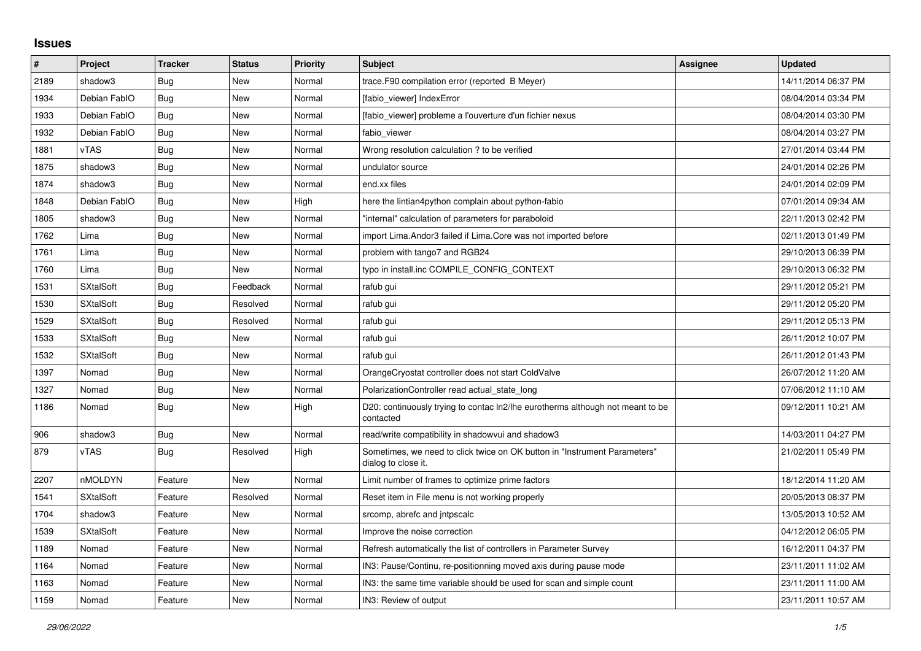## Issues

| # | Project | Tracker | Status | Priority | Subject | Assignee | Updated |
|---|---|---|---|---|---|---|---|
| 2189 | shadow3 | Bug | New | Normal | trace.F90 compilation error (reported B Meyer) | | 14/11/2014 06:37 PM |
| 1934 | Debian FabIO | Bug | New | Normal | [fabio_viewer] IndexError | | 08/04/2014 03:34 PM |
| 1933 | Debian FabIO | Bug | New | Normal | [fabio_viewer] probleme a l'ouverture d'un fichier nexus | | 08/04/2014 03:30 PM |
| 1932 | Debian FabIO | Bug | New | Normal | fabio_viewer | | 08/04/2014 03:27 PM |
| 1881 | vTAS | Bug | New | Normal | Wrong resolution calculation ? to be verified | | 27/01/2014 03:44 PM |
| 1875 | shadow3 | Bug | New | Normal | undulator source | | 24/01/2014 02:26 PM |
| 1874 | shadow3 | Bug | New | Normal | end.xx files | | 24/01/2014 02:09 PM |
| 1848 | Debian FabIO | Bug | New | High | here the lintian4python complain about python-fabio | | 07/01/2014 09:34 AM |
| 1805 | shadow3 | Bug | New | Normal | "internal" calculation of parameters for paraboloid | | 22/11/2013 02:42 PM |
| 1762 | Lima | Bug | New | Normal | import Lima.Andor3 failed if Lima.Core was not imported before | | 02/11/2013 01:49 PM |
| 1761 | Lima | Bug | New | Normal | problem with tango7 and RGB24 | | 29/10/2013 06:39 PM |
| 1760 | Lima | Bug | New | Normal | typo in install.inc COMPILE_CONFIG_CONTEXT | | 29/10/2013 06:32 PM |
| 1531 | SXtalSoft | Bug | Feedback | Normal | rafub gui | | 29/11/2012 05:21 PM |
| 1530 | SXtalSoft | Bug | Resolved | Normal | rafub gui | | 29/11/2012 05:20 PM |
| 1529 | SXtalSoft | Bug | Resolved | Normal | rafub gui | | 29/11/2012 05:13 PM |
| 1533 | SXtalSoft | Bug | New | Normal | rafub gui | | 26/11/2012 10:07 PM |
| 1532 | SXtalSoft | Bug | New | Normal | rafub gui | | 26/11/2012 01:43 PM |
| 1397 | Nomad | Bug | New | Normal | OrangeCryostat controller does not start ColdValve | | 26/07/2012 11:20 AM |
| 1327 | Nomad | Bug | New | Normal | PolarizationController read actual_state_long | | 07/06/2012 11:10 AM |
| 1186 | Nomad | Bug | New | High | D20: continuously trying to contac ln2/lhe eurotherms although not meant to be contacted | | 09/12/2011 10:21 AM |
| 906 | shadow3 | Bug | New | Normal | read/write compatibility in shadowvui and shadow3 | | 14/03/2011 04:27 PM |
| 879 | vTAS | Bug | Resolved | High | Sometimes, we need to click twice on OK button in "Instrument Parameters" dialog to close it. | | 21/02/2011 05:49 PM |
| 2207 | nMOLDYN | Feature | New | Normal | Limit number of frames to optimize prime factors | | 18/12/2014 11:20 AM |
| 1541 | SXtalSoft | Feature | Resolved | Normal | Reset item in File menu is not working properly | | 20/05/2013 08:37 PM |
| 1704 | shadow3 | Feature | New | Normal | srcomp, abrefc and jntpscalc | | 13/05/2013 10:52 AM |
| 1539 | SXtalSoft | Feature | New | Normal | Improve the noise correction | | 04/12/2012 06:05 PM |
| 1189 | Nomad | Feature | New | Normal | Refresh automatically the list of controllers in Parameter Survey | | 16/12/2011 04:37 PM |
| 1164 | Nomad | Feature | New | Normal | IN3: Pause/Continu, re-positionning moved axis during pause mode | | 23/11/2011 11:02 AM |
| 1163 | Nomad | Feature | New | Normal | IN3: the same time variable should be used for scan and simple count | | 23/11/2011 11:00 AM |
| 1159 | Nomad | Feature | New | Normal | IN3: Review of output | | 23/11/2011 10:57 AM |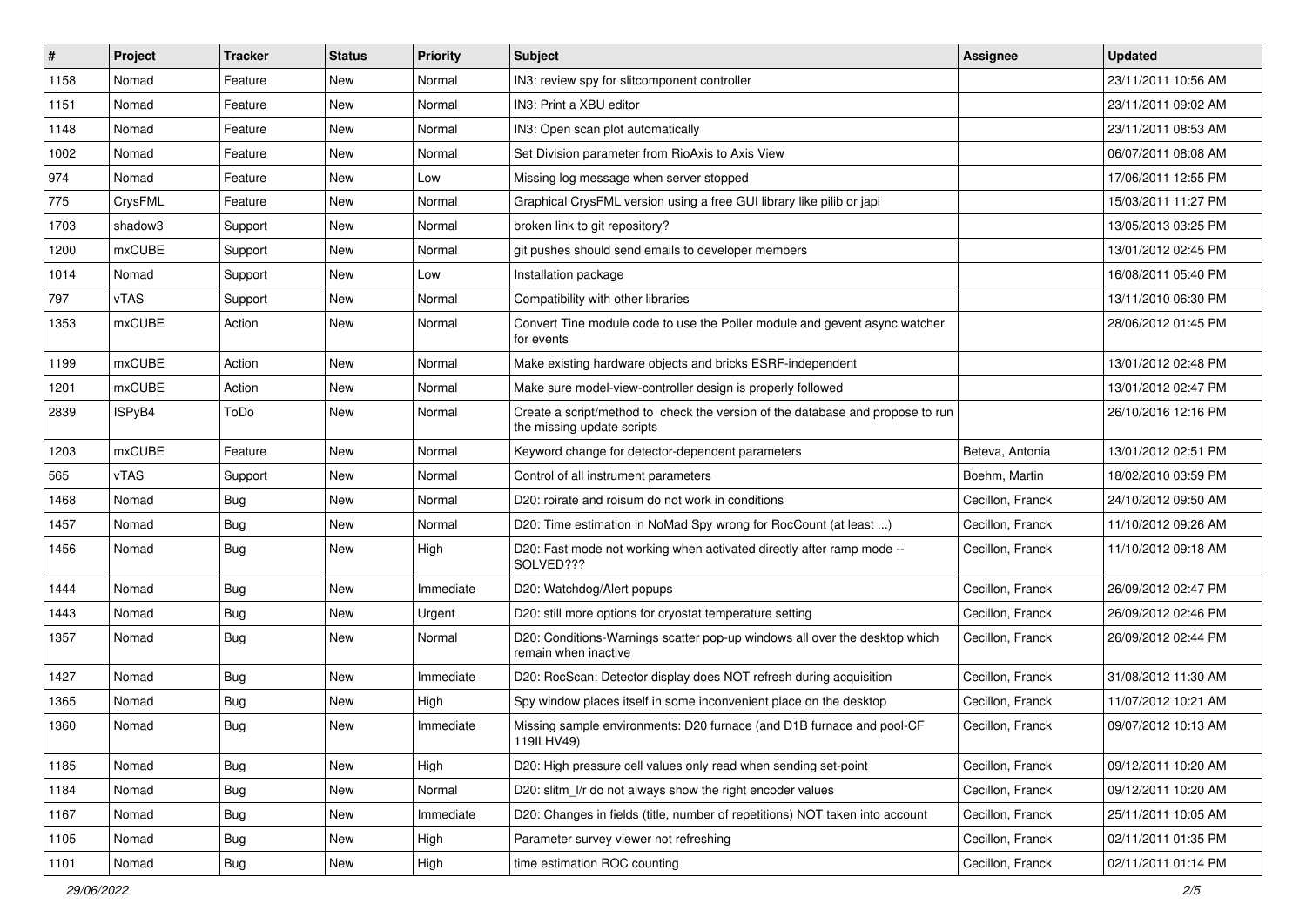| # | Project | Tracker | Status | Priority | Subject | Assignee | Updated |
| --- | --- | --- | --- | --- | --- | --- | --- |
| 1158 | Nomad | Feature | New | Normal | IN3: review spy for slitcomponent controller | | 23/11/2011 10:56 AM |
| 1151 | Nomad | Feature | New | Normal | IN3: Print a XBU editor | | 23/11/2011 09:02 AM |
| 1148 | Nomad | Feature | New | Normal | IN3: Open scan plot automatically | | 23/11/2011 08:53 AM |
| 1002 | Nomad | Feature | New | Normal | Set Division parameter from RioAxis to Axis View | | 06/07/2011 08:08 AM |
| 974 | Nomad | Feature | New | Low | Missing log message when server stopped | | 17/06/2011 12:55 PM |
| 775 | CrysFML | Feature | New | Normal | Graphical CrysFML version using a free GUI library like pilib or japi | | 15/03/2011 11:27 PM |
| 1703 | shadow3 | Support | New | Normal | broken link to git repository? | | 13/05/2013 03:25 PM |
| 1200 | mxCUBE | Support | New | Normal | git pushes should send emails to developer members | | 13/01/2012 02:45 PM |
| 1014 | Nomad | Support | New | Low | Installation package | | 16/08/2011 05:40 PM |
| 797 | vTAS | Support | New | Normal | Compatibility with other libraries | | 13/11/2010 06:30 PM |
| 1353 | mxCUBE | Action | New | Normal | Convert Tine module code to use the Poller module and gevent async watcher for events | | 28/06/2012 01:45 PM |
| 1199 | mxCUBE | Action | New | Normal | Make existing hardware objects and bricks ESRF-independent | | 13/01/2012 02:48 PM |
| 1201 | mxCUBE | Action | New | Normal | Make sure model-view-controller design is properly followed | | 13/01/2012 02:47 PM |
| 2839 | ISPyB4 | ToDo | New | Normal | Create a script/method to check the version of the database and propose to run the missing update scripts | | 26/10/2016 12:16 PM |
| 1203 | mxCUBE | Feature | New | Normal | Keyword change for detector-dependent parameters | Beteva, Antonia | 13/01/2012 02:51 PM |
| 565 | vTAS | Support | New | Normal | Control of all instrument parameters | Boehm, Martin | 18/02/2010 03:59 PM |
| 1468 | Nomad | Bug | New | Normal | D20: roirate and roisum do not work in conditions | Cecillon, Franck | 24/10/2012 09:50 AM |
| 1457 | Nomad | Bug | New | Normal | D20: Time estimation in NoMad Spy wrong for RocCount (at least ...) | Cecillon, Franck | 11/10/2012 09:26 AM |
| 1456 | Nomad | Bug | New | High | D20: Fast mode not working when activated directly after ramp mode -- SOLVED??? | Cecillon, Franck | 11/10/2012 09:18 AM |
| 1444 | Nomad | Bug | New | Immediate | D20: Watchdog/Alert popups | Cecillon, Franck | 26/09/2012 02:47 PM |
| 1443 | Nomad | Bug | New | Urgent | D20: still more options for cryostat temperature setting | Cecillon, Franck | 26/09/2012 02:46 PM |
| 1357 | Nomad | Bug | New | Normal | D20: Conditions-Warnings scatter pop-up windows all over the desktop which remain when inactive | Cecillon, Franck | 26/09/2012 02:44 PM |
| 1427 | Nomad | Bug | New | Immediate | D20: RocScan: Detector display does NOT refresh during acquisition | Cecillon, Franck | 31/08/2012 11:30 AM |
| 1365 | Nomad | Bug | New | High | Spy window places itself in some inconvenient place on the desktop | Cecillon, Franck | 11/07/2012 10:21 AM |
| 1360 | Nomad | Bug | New | Immediate | Missing sample environments: D20 furnace (and D1B furnace and pool-CF 119ILHV49) | Cecillon, Franck | 09/07/2012 10:13 AM |
| 1185 | Nomad | Bug | New | High | D20: High pressure cell values only read when sending set-point | Cecillon, Franck | 09/12/2011 10:20 AM |
| 1184 | Nomad | Bug | New | Normal | D20: slitm_l/r do not always show the right encoder values | Cecillon, Franck | 09/12/2011 10:20 AM |
| 1167 | Nomad | Bug | New | Immediate | D20: Changes in fields (title, number of repetitions) NOT taken into account | Cecillon, Franck | 25/11/2011 10:05 AM |
| 1105 | Nomad | Bug | New | High | Parameter survey viewer not refreshing | Cecillon, Franck | 02/11/2011 01:35 PM |
| 1101 | Nomad | Bug | New | High | time estimation ROC counting | Cecillon, Franck | 02/11/2011 01:14 PM |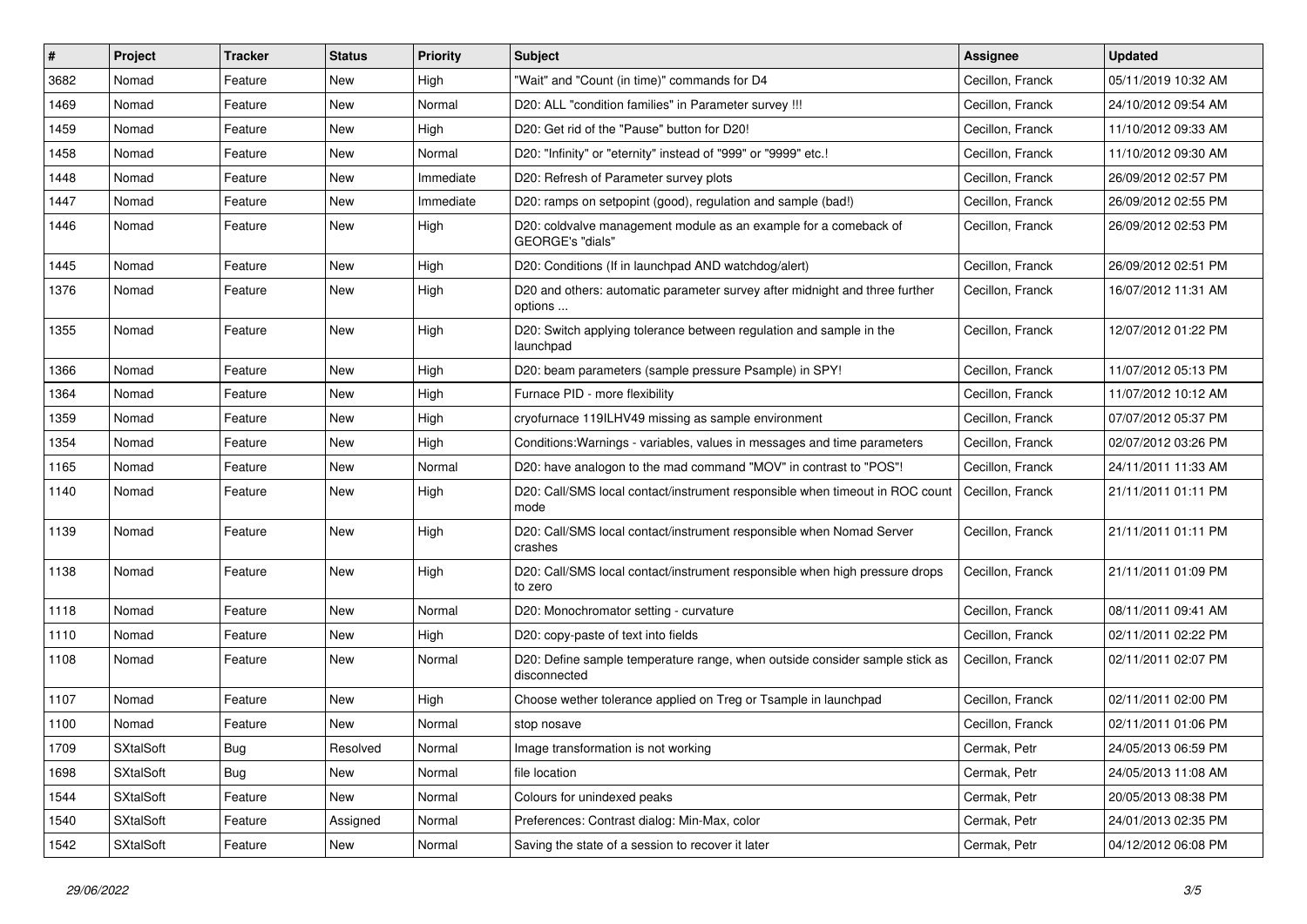| # | Project | Tracker | Status | Priority | Subject | Assignee | Updated |
|---|---|---|---|---|---|---|---|
| 3682 | Nomad | Feature | New | High | "Wait" and "Count (in time)" commands for D4 | Cecillon, Franck | 05/11/2019 10:32 AM |
| 1469 | Nomad | Feature | New | Normal | D20: ALL "condition families" in Parameter survey !!! | Cecillon, Franck | 24/10/2012 09:54 AM |
| 1459 | Nomad | Feature | New | High | D20: Get rid of the "Pause" button for D20! | Cecillon, Franck | 11/10/2012 09:33 AM |
| 1458 | Nomad | Feature | New | Normal | D20: "Infinity" or "eternity" instead of "999" or "9999" etc.! | Cecillon, Franck | 11/10/2012 09:30 AM |
| 1448 | Nomad | Feature | New | Immediate | D20: Refresh of Parameter survey plots | Cecillon, Franck | 26/09/2012 02:57 PM |
| 1447 | Nomad | Feature | New | Immediate | D20: ramps on setpopint (good), regulation and sample (bad!) | Cecillon, Franck | 26/09/2012 02:55 PM |
| 1446 | Nomad | Feature | New | High | D20: coldvalve management module as an example for a comeback of GEORGE's "dials" | Cecillon, Franck | 26/09/2012 02:53 PM |
| 1445 | Nomad | Feature | New | High | D20: Conditions (If in launchpad AND watchdog/alert) | Cecillon, Franck | 26/09/2012 02:51 PM |
| 1376 | Nomad | Feature | New | High | D20 and others: automatic parameter survey after midnight and three further options ... | Cecillon, Franck | 16/07/2012 11:31 AM |
| 1355 | Nomad | Feature | New | High | D20: Switch applying tolerance between regulation and sample in the launchpad | Cecillon, Franck | 12/07/2012 01:22 PM |
| 1366 | Nomad | Feature | New | High | D20: beam parameters (sample pressure Psample) in SPY! | Cecillon, Franck | 11/07/2012 05:13 PM |
| 1364 | Nomad | Feature | New | High | Furnace PID - more flexibility | Cecillon, Franck | 11/07/2012 10:12 AM |
| 1359 | Nomad | Feature | New | High | cryofurnace 119ILHV49 missing as sample environment | Cecillon, Franck | 07/07/2012 05:37 PM |
| 1354 | Nomad | Feature | New | High | Conditions:Warnings - variables, values in messages and time parameters | Cecillon, Franck | 02/07/2012 03:26 PM |
| 1165 | Nomad | Feature | New | Normal | D20: have analogon to the mad command "MOV" in contrast to "POS"! | Cecillon, Franck | 24/11/2011 11:33 AM |
| 1140 | Nomad | Feature | New | High | D20: Call/SMS local contact/instrument responsible when timeout in ROC count mode | Cecillon, Franck | 21/11/2011 01:11 PM |
| 1139 | Nomad | Feature | New | High | D20: Call/SMS local contact/instrument responsible when Nomad Server crashes | Cecillon, Franck | 21/11/2011 01:11 PM |
| 1138 | Nomad | Feature | New | High | D20: Call/SMS local contact/instrument responsible when high pressure drops to zero | Cecillon, Franck | 21/11/2011 01:09 PM |
| 1118 | Nomad | Feature | New | Normal | D20: Monochromator setting - curvature | Cecillon, Franck | 08/11/2011 09:41 AM |
| 1110 | Nomad | Feature | New | High | D20: copy-paste of text into fields | Cecillon, Franck | 02/11/2011 02:22 PM |
| 1108 | Nomad | Feature | New | Normal | D20: Define sample temperature range, when outside consider sample stick as disconnected | Cecillon, Franck | 02/11/2011 02:07 PM |
| 1107 | Nomad | Feature | New | High | Choose wether tolerance applied on Treg or Tsample in launchpad | Cecillon, Franck | 02/11/2011 02:00 PM |
| 1100 | Nomad | Feature | New | Normal | stop nosave | Cecillon, Franck | 02/11/2011 01:06 PM |
| 1709 | SXtalSoft | Bug | Resolved | Normal | Image transformation is not working | Cermak, Petr | 24/05/2013 06:59 PM |
| 1698 | SXtalSoft | Bug | New | Normal | file location | Cermak, Petr | 24/05/2013 11:08 AM |
| 1544 | SXtalSoft | Feature | New | Normal | Colours for unindexed peaks | Cermak, Petr | 20/05/2013 08:38 PM |
| 1540 | SXtalSoft | Feature | Assigned | Normal | Preferences: Contrast dialog: Min-Max, color | Cermak, Petr | 24/01/2013 02:35 PM |
| 1542 | SXtalSoft | Feature | New | Normal | Saving the state of a session to recover it later | Cermak, Petr | 04/12/2012 06:08 PM |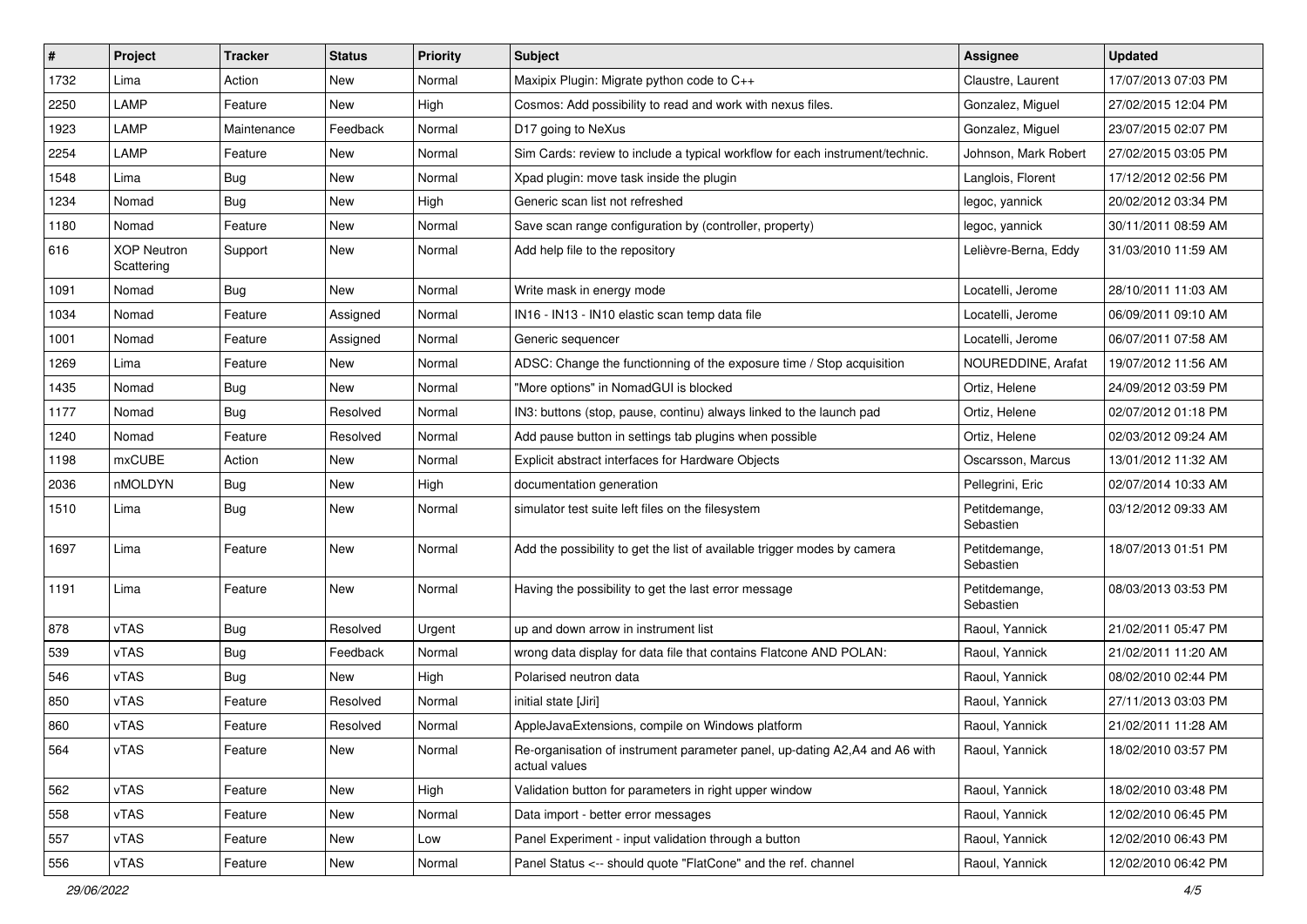| # | Project | Tracker | Status | Priority | Subject | Assignee | Updated |
|---|---|---|---|---|---|---|---|
| 1732 | Lima | Action | New | Normal | Maxipix Plugin: Migrate python code to C++ | Claustre, Laurent | 17/07/2013 07:03 PM |
| 2250 | LAMP | Feature | New | High | Cosmos: Add possibility to read and work with nexus files. | Gonzalez, Miguel | 27/02/2015 12:04 PM |
| 1923 | LAMP | Maintenance | Feedback | Normal | D17 going to NeXus | Gonzalez, Miguel | 23/07/2015 02:07 PM |
| 2254 | LAMP | Feature | New | Normal | Sim Cards: review to include a typical workflow for each instrument/technic. | Johnson, Mark Robert | 27/02/2015 03:05 PM |
| 1548 | Lima | Bug | New | Normal | Xpad plugin: move task inside the plugin | Langlois, Florent | 17/12/2012 02:56 PM |
| 1234 | Nomad | Bug | New | High | Generic scan list not refreshed | legoc, yannick | 20/02/2012 03:34 PM |
| 1180 | Nomad | Feature | New | Normal | Save scan range configuration by (controller, property) | legoc, yannick | 30/11/2011 08:59 AM |
| 616 | XOP Neutron Scattering | Support | New | Normal | Add help file to the repository | Lelièvre-Berna, Eddy | 31/03/2010 11:59 AM |
| 1091 | Nomad | Bug | New | Normal | Write mask in energy mode | Locatelli, Jerome | 28/10/2011 11:03 AM |
| 1034 | Nomad | Feature | Assigned | Normal | IN16 - IN13 - IN10 elastic scan temp data file | Locatelli, Jerome | 06/09/2011 09:10 AM |
| 1001 | Nomad | Feature | Assigned | Normal | Generic sequencer | Locatelli, Jerome | 06/07/2011 07:58 AM |
| 1269 | Lima | Feature | New | Normal | ADSC: Change the functionning of the exposure time / Stop acquisition | NOUREDDINE, Arafat | 19/07/2012 11:56 AM |
| 1435 | Nomad | Bug | New | Normal | "More options" in NomadGUI is blocked | Ortiz, Helene | 24/09/2012 03:59 PM |
| 1177 | Nomad | Bug | Resolved | Normal | IN3: buttons (stop, pause, continu) always linked to the launch pad | Ortiz, Helene | 02/07/2012 01:18 PM |
| 1240 | Nomad | Feature | Resolved | Normal | Add pause button in settings tab plugins when possible | Ortiz, Helene | 02/03/2012 09:24 AM |
| 1198 | mxCUBE | Action | New | Normal | Explicit abstract interfaces for Hardware Objects | Oscarsson, Marcus | 13/01/2012 11:32 AM |
| 2036 | nMOLDYN | Bug | New | High | documentation generation | Pellegrini, Eric | 02/07/2014 10:33 AM |
| 1510 | Lima | Bug | New | Normal | simulator test suite left files on the filesystem | Petitdemange, Sebastien | 03/12/2012 09:33 AM |
| 1697 | Lima | Feature | New | Normal | Add the possibility to get the list of available trigger modes by camera | Petitdemange, Sebastien | 18/07/2013 01:51 PM |
| 1191 | Lima | Feature | New | Normal | Having the possibility to get the last error message | Petitdemange, Sebastien | 08/03/2013 03:53 PM |
| 878 | vTAS | Bug | Resolved | Urgent | up and down arrow in instrument list | Raoul, Yannick | 21/02/2011 05:47 PM |
| 539 | vTAS | Bug | Feedback | Normal | wrong data display for data file that contains Flatcone AND POLAN: | Raoul, Yannick | 21/02/2011 11:20 AM |
| 546 | vTAS | Bug | New | High | Polarised neutron data | Raoul, Yannick | 08/02/2010 02:44 PM |
| 850 | vTAS | Feature | Resolved | Normal | initial state [Jiri] | Raoul, Yannick | 27/11/2013 03:03 PM |
| 860 | vTAS | Feature | Resolved | Normal | AppleJavaExtensions, compile on Windows platform | Raoul, Yannick | 21/02/2011 11:28 AM |
| 564 | vTAS | Feature | New | Normal | Re-organisation of instrument parameter panel, up-dating A2,A4 and A6 with actual values | Raoul, Yannick | 18/02/2010 03:57 PM |
| 562 | vTAS | Feature | New | High | Validation button for parameters in right upper window | Raoul, Yannick | 18/02/2010 03:48 PM |
| 558 | vTAS | Feature | New | Normal | Data import - better error messages | Raoul, Yannick | 12/02/2010 06:45 PM |
| 557 | vTAS | Feature | New | Low | Panel Experiment - input validation through a button | Raoul, Yannick | 12/02/2010 06:43 PM |
| 556 | vTAS | Feature | New | Normal | Panel Status <-- should quote "FlatCone" and the ref. channel | Raoul, Yannick | 12/02/2010 06:42 PM |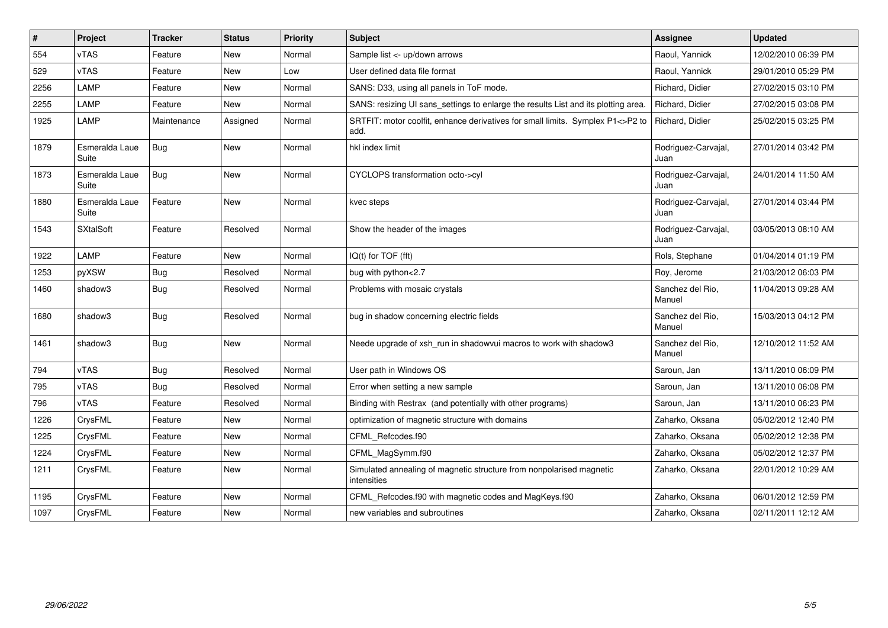| # | Project | Tracker | Status | Priority | Subject | Assignee | Updated |
|---|---|---|---|---|---|---|---|
| 554 | vTAS | Feature | New | Normal | Sample list <- up/down arrows | Raoul, Yannick | 12/02/2010 06:39 PM |
| 529 | vTAS | Feature | New | Low | User defined data file format | Raoul, Yannick | 29/01/2010 05:29 PM |
| 2256 | LAMP | Feature | New | Normal | SANS: D33, using all panels in ToF mode. | Richard, Didier | 27/02/2015 03:10 PM |
| 2255 | LAMP | Feature | New | Normal | SANS: resizing UI sans_settings to enlarge the results List and its plotting area. | Richard, Didier | 27/02/2015 03:08 PM |
| 1925 | LAMP | Maintenance | Assigned | Normal | SRTFIT: motor coolfit, enhance derivatives for small limits. Symplex P1<>P2 to add. | Richard, Didier | 25/02/2015 03:25 PM |
| 1879 | Esmeralda Laue Suite | Bug | New | Normal | hkl index limit | Rodriguez-Carvajal, Juan | 27/01/2014 03:42 PM |
| 1873 | Esmeralda Laue Suite | Bug | New | Normal | CYCLOPS transformation octo->cyl | Rodriguez-Carvajal, Juan | 24/01/2014 11:50 AM |
| 1880 | Esmeralda Laue Suite | Feature | New | Normal | kvec steps | Rodriguez-Carvajal, Juan | 27/01/2014 03:44 PM |
| 1543 | SXtalSoft | Feature | Resolved | Normal | Show the header of the images | Rodriguez-Carvajal, Juan | 03/05/2013 08:10 AM |
| 1922 | LAMP | Feature | New | Normal | IQ(t) for TOF (fft) | Rols, Stephane | 01/04/2014 01:19 PM |
| 1253 | pyXSW | Bug | Resolved | Normal | bug with python<2.7 | Roy, Jerome | 21/03/2012 06:03 PM |
| 1460 | shadow3 | Bug | Resolved | Normal | Problems with mosaic crystals | Sanchez del Rio, Manuel | 11/04/2013 09:28 AM |
| 1680 | shadow3 | Bug | Resolved | Normal | bug in shadow concerning electric fields | Sanchez del Rio, Manuel | 15/03/2013 04:12 PM |
| 1461 | shadow3 | Bug | New | Normal | Neede upgrade of xsh_run in shadowvui macros to work with shadow3 | Sanchez del Rio, Manuel | 12/10/2012 11:52 AM |
| 794 | vTAS | Bug | Resolved | Normal | User path in Windows OS | Saroun, Jan | 13/11/2010 06:09 PM |
| 795 | vTAS | Bug | Resolved | Normal | Error when setting a new sample | Saroun, Jan | 13/11/2010 06:08 PM |
| 796 | vTAS | Feature | Resolved | Normal | Binding with Restrax (and potentially with other programs) | Saroun, Jan | 13/11/2010 06:23 PM |
| 1226 | CrysFML | Feature | New | Normal | optimization of magnetic structure with domains | Zaharko, Oksana | 05/02/2012 12:40 PM |
| 1225 | CrysFML | Feature | New | Normal | CFML_Refcodes.f90 | Zaharko, Oksana | 05/02/2012 12:38 PM |
| 1224 | CrysFML | Feature | New | Normal | CFML_MagSymm.f90 | Zaharko, Oksana | 05/02/2012 12:37 PM |
| 1211 | CrysFML | Feature | New | Normal | Simulated annealing of magnetic structure from nonpolarised magnetic intensities | Zaharko, Oksana | 22/01/2012 10:29 AM |
| 1195 | CrysFML | Feature | New | Normal | CFML_Refcodes.f90 with magnetic codes and MagKeys.f90 | Zaharko, Oksana | 06/01/2012 12:59 PM |
| 1097 | CrysFML | Feature | New | Normal | new variables and subroutines | Zaharko, Oksana | 02/11/2011 12:12 AM |